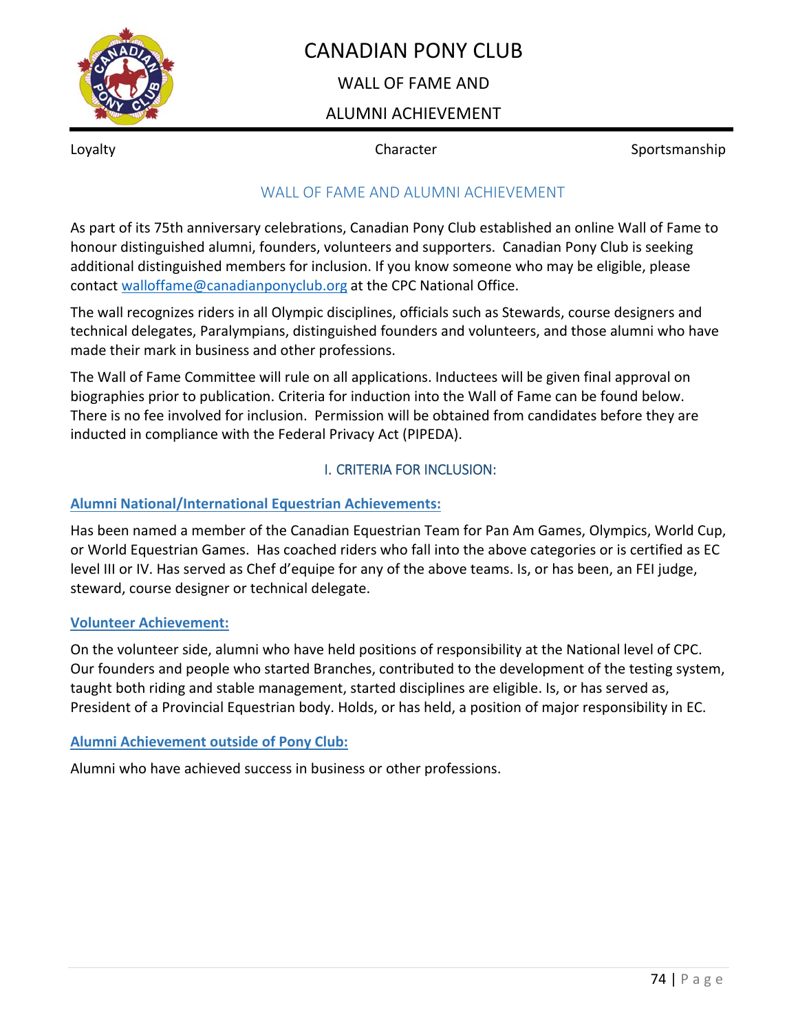# CANADIAN PONY CLUB

## WALL OF FAME AND

## ALUMNI ACHIEVEMENT

Loyalty Character Sportsmanship

## WALL OF FAME AND ALUMNI ACHIEVEMENT

As part of its 75th anniversary celebrations, Canadian Pony Club established an online Wall of Fame to honour distinguished alumni, founders, volunteers and supporters. Canadian Pony Club is seeking additional distinguished members for inclusion. If you know someone who may be eligible, please contact walloffame@canadianponyclub.org at the CPC National Office.

The wall recognizes riders in all Olympic disciplines, officials such as Stewards, course designers and technical delegates, Paralympians, distinguished founders and volunteers, and those alumni who have made their mark in business and other professions.

The Wall of Fame Committee will rule on all applications. Inductees will be given final approval on biographies prior to publication. Criteria for induction into the Wall of Fame can be found below. There is no fee involved for inclusion. Permission will be obtained from candidates before they are inducted in compliance with the Federal Privacy Act (PIPEDA).

### I. CRITERIA FOR INCLUSION:

#### Alumni National/International Equestrian Achievements:

Has been named a member of the Canadian Equestrian Team for Pan Am Games, Olympics, World Cup, or World Equestrian Games. Has coached riders who fall into the above categories or is certified as EC level III or IV. Has served as Chef d'equipe for any of the above teams. Is, or has been, an FEI judge, steward, course designer or technical delegate.

#### Volunteer Achievement:

On the volunteer side, alumni who have held positions of responsibility at the National level of CPC. Our founders and people who started Branches, contributed to the development of the testing system, taught both riding and stable management, started disciplines are eligible. Is, or has served as, President of a Provincial Equestrian body. Holds, or has held, a position of major responsibility in EC.

#### Alumni Achievement outside of Pony Club:

Alumni who have achieved success in business or other professions.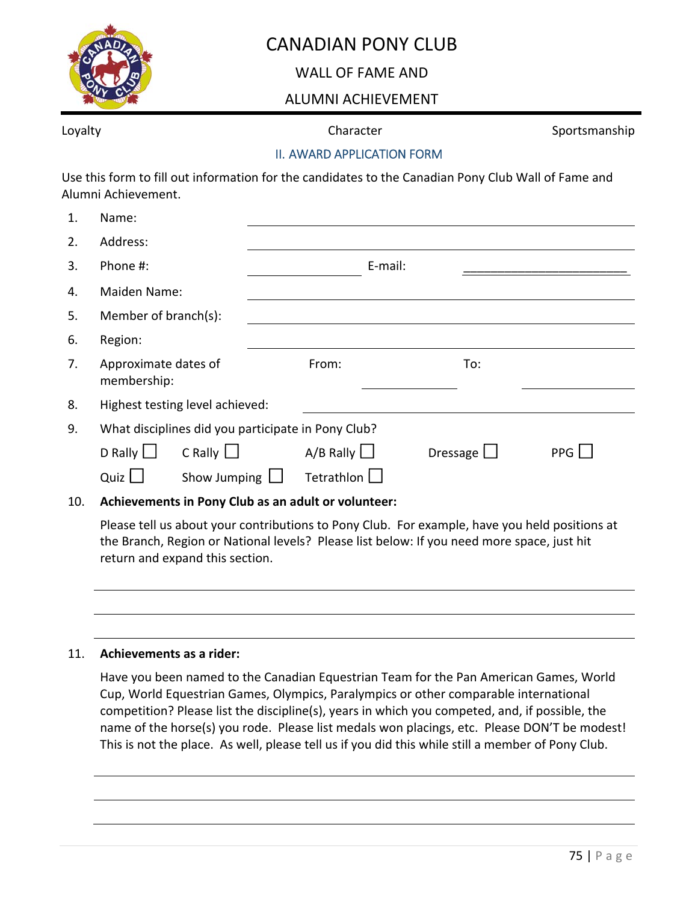# CANADIAN PONY CLUB

## WALL OF FAME AND

## ALUMNI ACHIEVEMENT

Loyalty Character Sportsmanship

### II. AWARD APPLICATION FORM

Use this form to fill out information for the candidates to the Canadian Pony Club Wall of Fame and Alumni Achievement.

1. Name: ______________________________
2. Address: ______________________________
3. Phone #: ______________ E-mail: ______________________
4. Maiden Name: ______________________________
5. Member of branch(s): ______________________________
6. Region: ______________________________
7. Approximate dates of membership: From: ____________ To: ____________
8. Highest testing level achieved: ______________________________
9. What disciplines did you participate in Pony Club?

   D Rally ☐ C Rally ☐ A/B Rally ☐ Dressage ☐ PPG ☐

   Quiz ☐ Show Jumping ☐ Tetrathlon ☐

10. **Achievements in Pony Club as an adult or volunteer:**

    Please tell us about your contributions to Pony Club. For example, have you held positions at the Branch, Region or National levels? Please list below: If you need more space, just hit return and expand this section.

    ______________________________

    ______________________________

    ______________________________

11. **Achievements as a rider:**

    Have you been named to the Canadian Equestrian Team for the Pan American Games, World Cup, World Equestrian Games, Olympics, Paralympics or other comparable international competition? Please list the discipline(s), years in which you competed, and, if possible, the name of the horse(s) you rode. Please list medals won placings, etc. Please DON'T be modest! This is not the place. As well, please tell us if you did this while still a member of Pony Club.

    ______________________________

    ______________________________

    ______________________________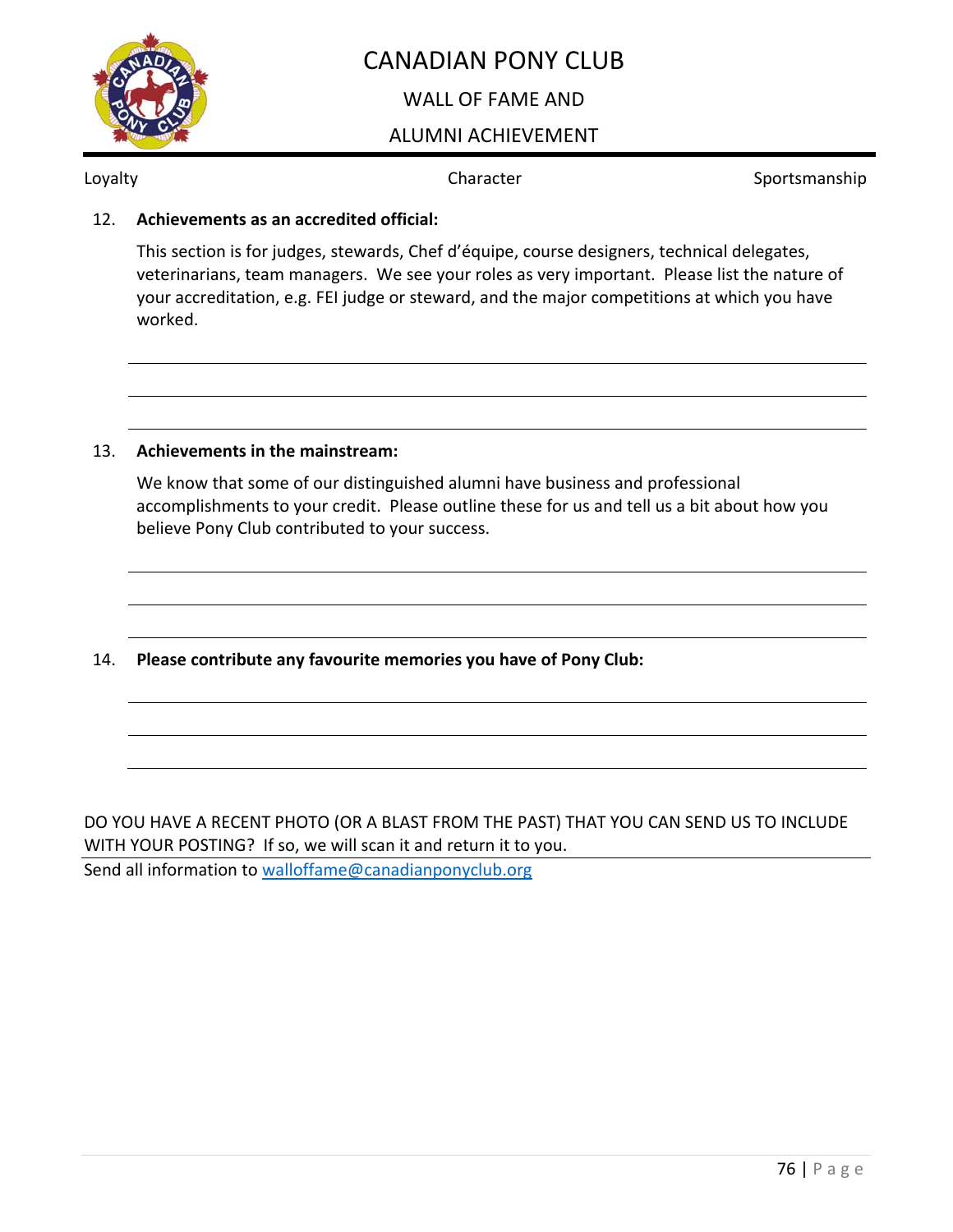# CANADIAN PONY CLUB

## WALL OF FAME AND

## ALUMNI ACHIEVEMENT

Loyalty Character Sportsmanship

12. **Achievements as an accredited official:**

    This section is for judges, stewards, Chef d'équipe, course designers, technical delegates, veterinarians, team managers. We see your roles as very important. Please list the nature of your accreditation, e.g. FEI judge or steward, and the major competitions at which you have worked.

13. **Achievements in the mainstream:**

    We know that some of our distinguished alumni have business and professional accomplishments to your credit. Please outline these for us and tell us a bit about how you believe Pony Club contributed to your success.

14. **Please contribute any favourite memories you have of Pony Club:**

DO YOU HAVE A RECENT PHOTO (OR A BLAST FROM THE PAST) THAT YOU CAN SEND US TO INCLUDE WITH YOUR POSTING? If so, we will scan it and return it to you.

Send all information to walloffame@canadianponyclub.org